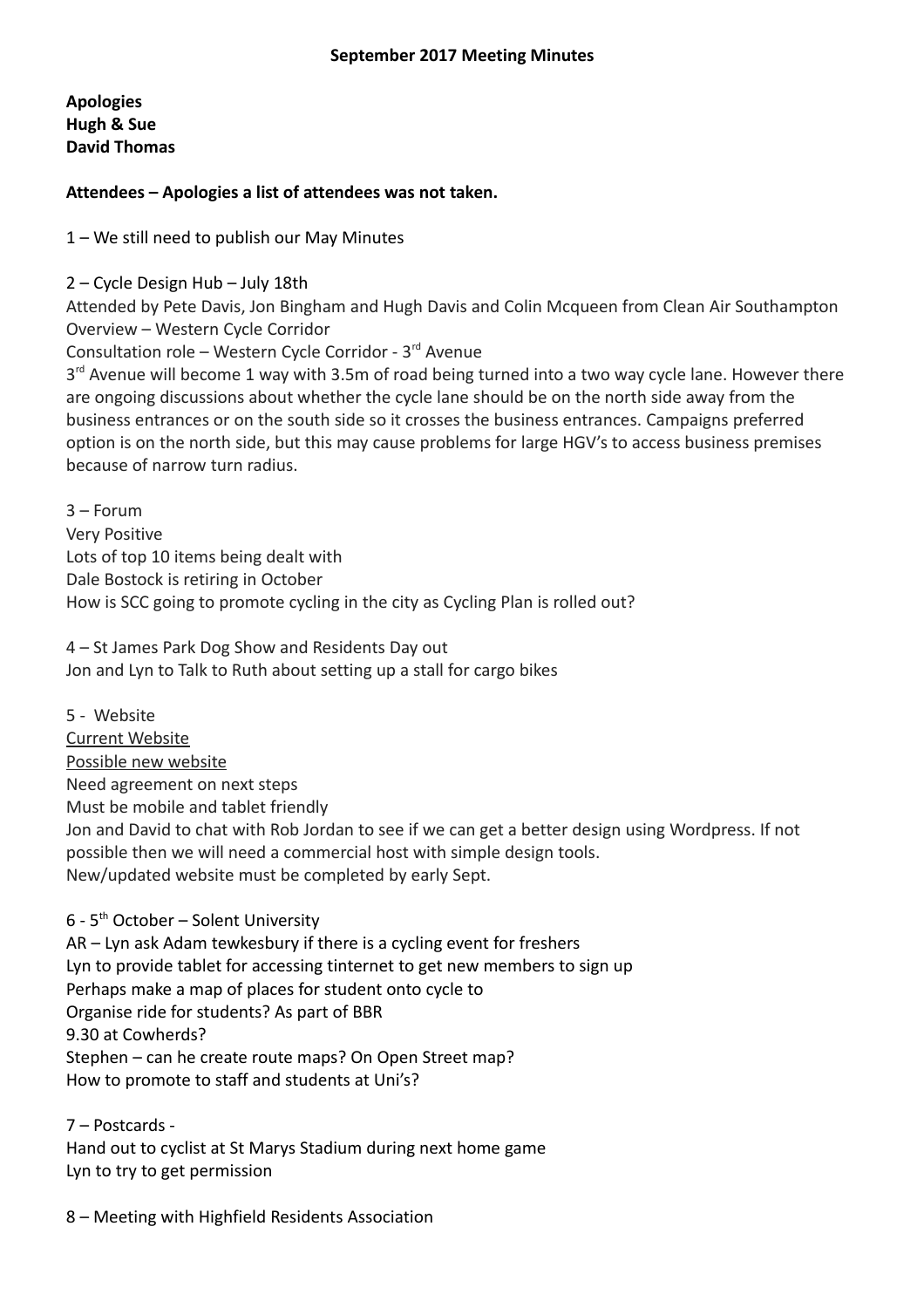**September 2017 Meeting Minutes**

**Apologies**
**Hugh & Sue**
**David Thomas**

**Attendees – Apologies a list of attendees was not taken.**

1 – We still need to publish our May Minutes

2 – Cycle Design Hub – July 18th
Attended by Pete Davis, Jon Bingham and Hugh Davis and Colin Mcqueen from Clean Air Southampton
Overview – Western Cycle Corridor
Consultation role – Western Cycle Corridor - 3rd Avenue
3rd Avenue will become 1 way with 3.5m of road being turned into a two way cycle lane. However there are ongoing discussions about whether the cycle lane should be on the north side away from the business entrances or on the south side so it crosses the business entrances. Campaigns preferred option is on the north side, but this may cause problems for large HGV's to access business premises because of narrow turn radius.

3 – Forum
Very Positive
Lots of top 10 items being dealt with
Dale Bostock is retiring in October
How is SCC going to promote cycling in the city as Cycling Plan is rolled out?

4 – St James Park Dog Show and Residents Day out
Jon and Lyn to Talk to Ruth about setting up a stall for cargo bikes

5 - Website
Current Website
Possible new website
Need agreement on next steps
Must be mobile and tablet friendly
Jon and David to chat with Rob Jordan to see if we can get a better design using Wordpress. If not possible then we will need a commercial host with simple design tools.
New/updated website must be completed by early Sept.

6 - 5th October – Solent University
AR – Lyn ask Adam tewkesbury if there is a cycling event for freshers
Lyn to provide tablet for accessing tinternet to get new members to sign up
Perhaps make a map of places for student onto cycle to
Organise ride for students? As part of BBR
9.30 at Cowherds?
Stephen – can he create route maps? On Open Street map?
How to promote to staff and students at Uni's?

7 – Postcards -
Hand out to cyclist at St Marys Stadium during next home game
Lyn to try to get permission

8 – Meeting with Highfield Residents Association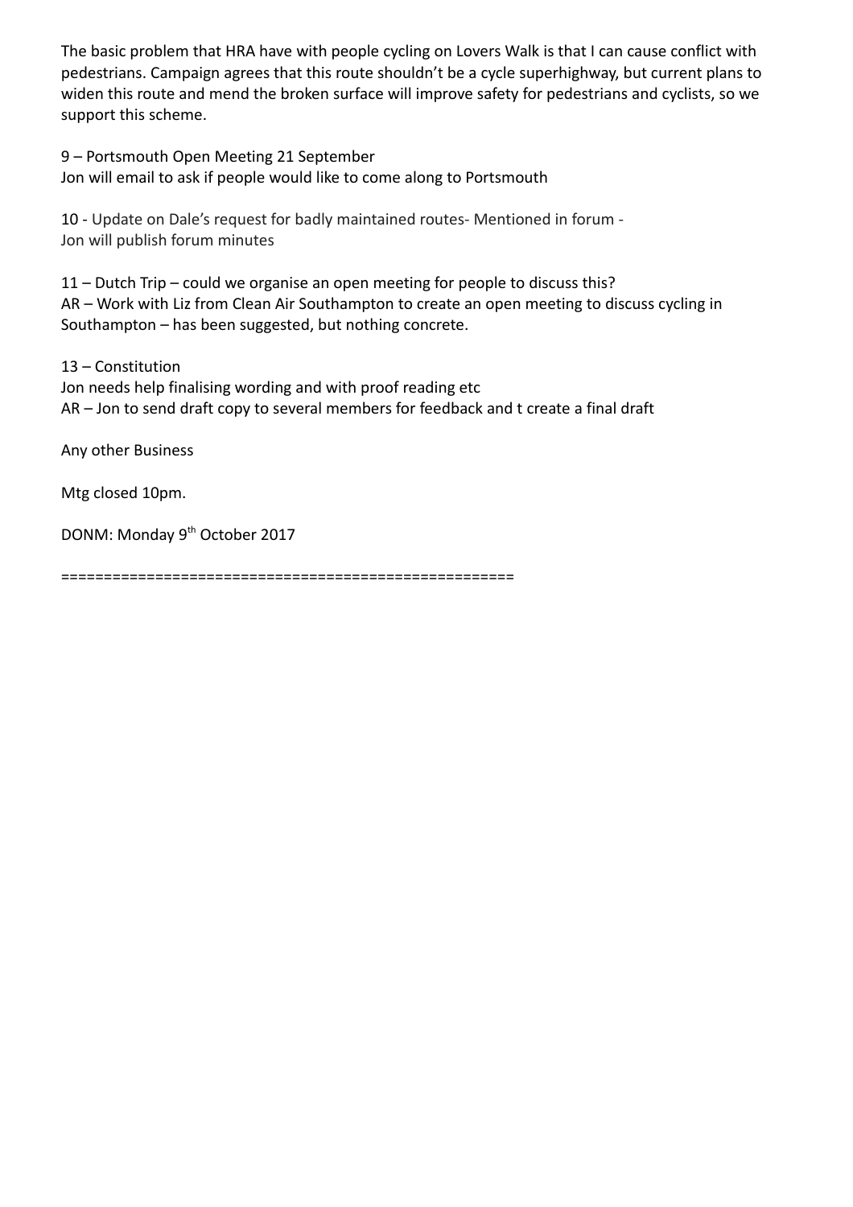The basic problem that HRA have with people cycling on Lovers Walk is that I can cause conflict with pedestrians. Campaign agrees that this route shouldn't be a cycle superhighway, but current plans to widen this route and mend the broken surface will improve safety for pedestrians and cyclists, so we support this scheme.

9 – Portsmouth Open Meeting 21 September
Jon will email to ask if people would like to come along to Portsmouth

10 - Update on Dale's request for badly maintained routes- Mentioned in forum -
Jon will publish forum minutes

11 – Dutch Trip – could we organise an open meeting for people to discuss this?
AR – Work with Liz from Clean Air Southampton to create an open meeting to discuss cycling in Southampton – has been suggested, but nothing concrete.

13 – Constitution
Jon needs help finalising wording and with proof reading etc
AR – Jon to send draft copy to several members for feedback and t create a final draft

Any other Business

Mtg closed 10pm.

DONM: Monday 9th October 2017

===================================================